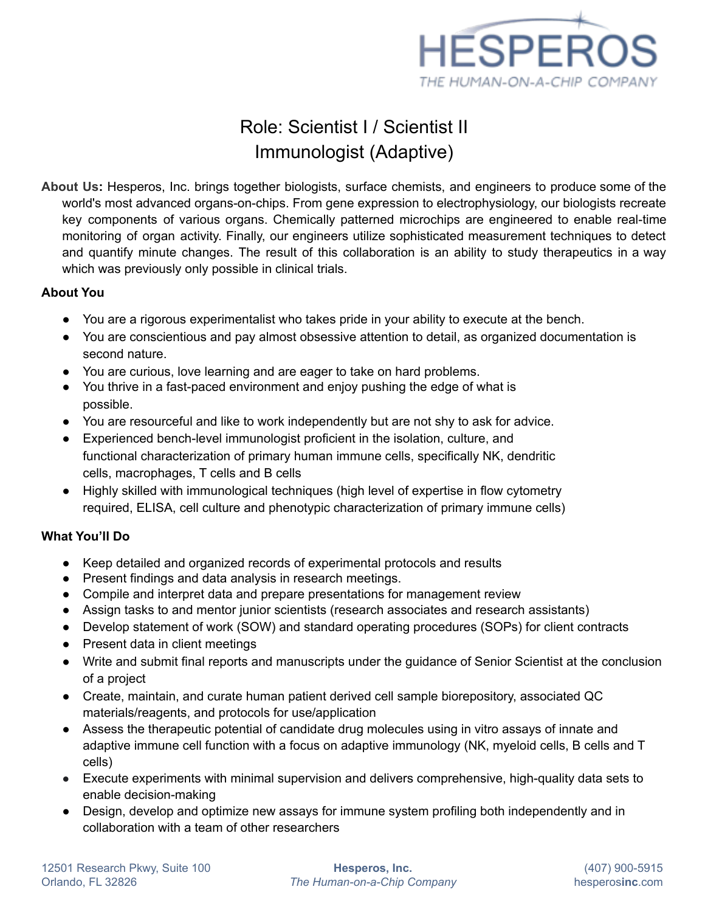# Role: Scientist I / Scientist II
# Immunologist (Adaptive)

**About Us:** Hesperos, Inc. brings together biologists, surface chemists, and engineers to produce some of the world's most advanced organs-on-chips. From gene expression to electrophysiology, our biologists recreate key components of various organs. Chemically patterned microchips are engineered to enable real-time monitoring of organ activity. Finally, our engineers utilize sophisticated measurement techniques to detect and quantify minute changes. The result of this collaboration is an ability to study therapeutics in a way which was previously only possible in clinical trials.

**About You**

- You are a rigorous experimentalist who takes pride in your ability to execute at the bench.
- You are conscientious and pay almost obsessive attention to detail, as organized documentation is second nature.
- You are curious, love learning and are eager to take on hard problems.
- You thrive in a fast-paced environment and enjoy pushing the edge of what is possible.
- You are resourceful and like to work independently but are not shy to ask for advice.
- Experienced bench-level immunologist proficient in the isolation, culture, and functional characterization of primary human immune cells, specifically NK, dendritic cells, macrophages, T cells and B cells
- Highly skilled with immunological techniques (high level of expertise in flow cytometry required, ELISA, cell culture and phenotypic characterization of primary immune cells)

**What You'll Do**

- Keep detailed and organized records of experimental protocols and results
- Present findings and data analysis in research meetings.
- Compile and interpret data and prepare presentations for management review
- Assign tasks to and mentor junior scientists (research associates and research assistants)
- Develop statement of work (SOW) and standard operating procedures (SOPs) for client contracts
- Present data in client meetings
- Write and submit final reports and manuscripts under the guidance of Senior Scientist at the conclusion of a project
- Create, maintain, and curate human patient derived cell sample biorepository, associated QC materials/reagents, and protocols for use/application
- Assess the therapeutic potential of candidate drug molecules using in vitro assays of innate and adaptive immune cell function with a focus on adaptive immunology (NK, myeloid cells, B cells and T cells)
- Execute experiments with minimal supervision and delivers comprehensive, high-quality data sets to enable decision-making
- Design, develop and optimize new assays for immune system profiling both independently and in collaboration with a team of other researchers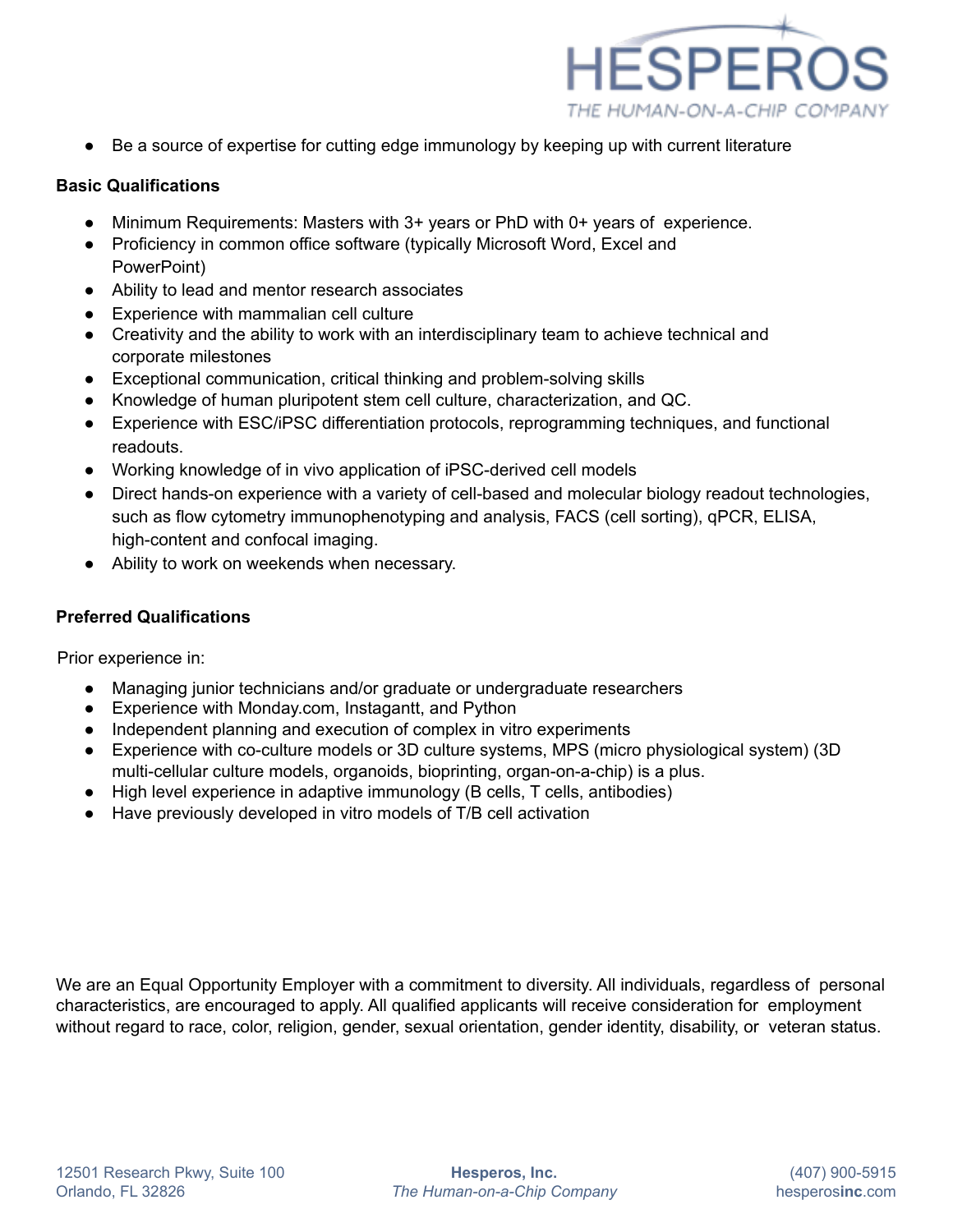- Be a source of expertise for cutting edge immunology by keeping up with current literature

**Basic Qualifications**

- Minimum Requirements: Masters with 3+ years or PhD with 0+ years of experience.
- Proficiency in common office software (typically Microsoft Word, Excel and PowerPoint)
- Ability to lead and mentor research associates
- Experience with mammalian cell culture
- Creativity and the ability to work with an interdisciplinary team to achieve technical and corporate milestones
- Exceptional communication, critical thinking and problem-solving skills
- Knowledge of human pluripotent stem cell culture, characterization, and QC.
- Experience with ESC/iPSC differentiation protocols, reprogramming techniques, and functional readouts.
- Working knowledge of in vivo application of iPSC-derived cell models
- Direct hands-on experience with a variety of cell-based and molecular biology readout technologies, such as flow cytometry immunophenotyping and analysis, FACS (cell sorting), qPCR, ELISA, high-content and confocal imaging.
- Ability to work on weekends when necessary.

**Preferred Qualifications**

Prior experience in:

- Managing junior technicians and/or graduate or undergraduate researchers
- Experience with Monday.com, Instagantt, and Python
- Independent planning and execution of complex in vitro experiments
- Experience with co-culture models or 3D culture systems, MPS (micro physiological system) (3D multi-cellular culture models, organoids, bioprinting, organ-on-a-chip) is a plus.
- High level experience in adaptive immunology (B cells, T cells, antibodies)
- Have previously developed in vitro models of T/B cell activation

We are an Equal Opportunity Employer with a commitment to diversity. All individuals, regardless of personal characteristics, are encouraged to apply. All qualified applicants will receive consideration for employment without regard to race, color, religion, gender, sexual orientation, gender identity, disability, or veteran status.